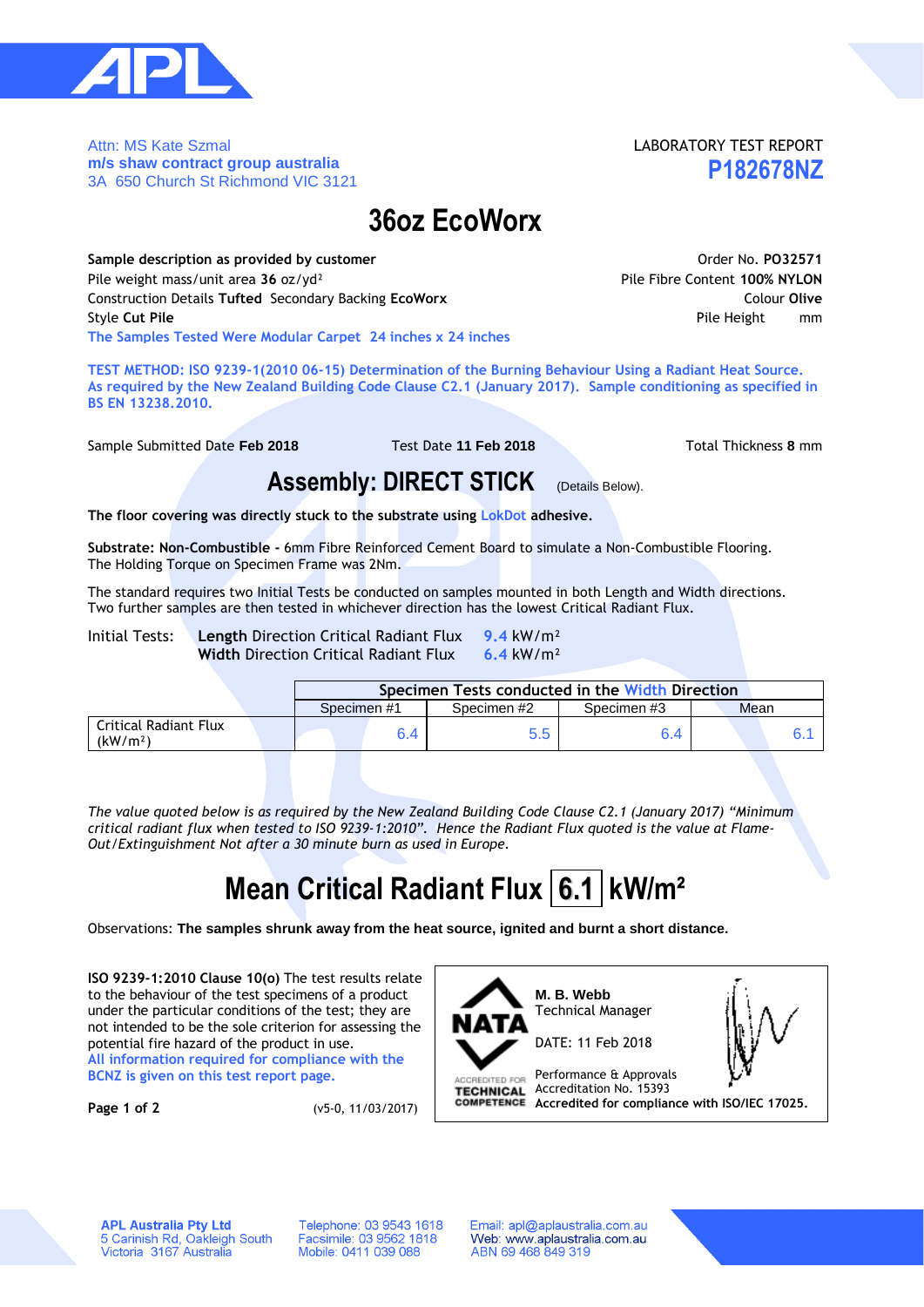Attn: MS Kate Szmal
**m/s shaw contract group australia**
3A 650 Church St Richmond VIC 3121

LABORATORY TEST REPORT
**P182678NZ**

# 36oz EcoWorx

**Sample description as provided by customer**
Pile weight mass/unit area **36** oz/yd²
Construction Details **Tufted** Secondary Backing **EcoWorx**
Style **Cut Pile**
The Samples Tested Were Modular Carpet 24 inches x 24 inches

Order No. **PO32571**
Pile Fibre Content **100% NYLON**
Colour **Olive**
Pile Height mm

**TEST METHOD: ISO 9239-1(2010 06-15) Determination of the Burning Behaviour Using a Radiant Heat Source. As required by the New Zealand Building Code Clause C2.1 (January 2017). Sample conditioning as specified in BS EN 13238.2010.**

Sample Submitted Date **Feb 2018**    Test Date **11 Feb 2018**    Total Thickness **8** mm

## Assembly: DIRECT STICK (Details Below).

**The floor covering was directly stuck to the substrate using LokDot adhesive.**

**Substrate: Non-Combustible -** 6mm Fibre Reinforced Cement Board to simulate a Non-Combustible Flooring.
The Holding Torque on Specimen Frame was 2Nm.

The standard requires two Initial Tests be conducted on samples mounted in both Length and Width directions.
Two further samples are then tested in whichever direction has the lowest Critical Radiant Flux.

Initial Tests: **Length** Direction Critical Radiant Flux **9.4** kW/m²
**Width** Direction Critical Radiant Flux **6.4** kW/m²

| | Specimen Tests conducted in the Width Direction | | | |
|---|---|---|---|---|
| | Specimen #1 | Specimen #2 | Specimen #3 | Mean |
| Critical Radiant Flux (kW/m²) | 6.4 | 5.5 | 6.4 | 6.1 |

*The value quoted below is as required by the New Zealand Building Code Clause C2.1 (January 2017) "Minimum critical radiant flux when tested to ISO 9239-1:2010". Hence the Radiant Flux quoted is the value at Flame-Out/Extinguishment Not after a 30 minute burn as used in Europe.*

# Mean Critical Radiant Flux 6.1 kW/m²

Observations: **The samples shrunk away from the heat source, ignited and burnt a short distance.**

**ISO 9239-1:2010 Clause 10(o)** The test results relate to the behaviour of the test specimens of a product under the particular conditions of the test; they are not intended to be the sole criterion for assessing the potential fire hazard of the product in use.
**All information required for compliance with the BCNZ is given on this test report page.**

(v5-0, 11/03/2017)

NATA ACCREDITED FOR TECHNICAL COMPETENCE

**M. B. Webb**
Technical Manager

DATE: 11 Feb 2018

Performance & Approvals
Accreditation No. 15393
**Accredited for compliance with ISO/IEC 17025.**

**APL Australia Pty Ltd**
5 Carinish Rd, Oakleigh South
Victoria 3167 Australia

Telephone: 03 9543 1618
Facsimile: 03 9562 1818
Mobile: 0411 039 088

Email: apl@aplaustralia.com.au
Web: www.aplaustralia.com.au
ABN 69 468 849 319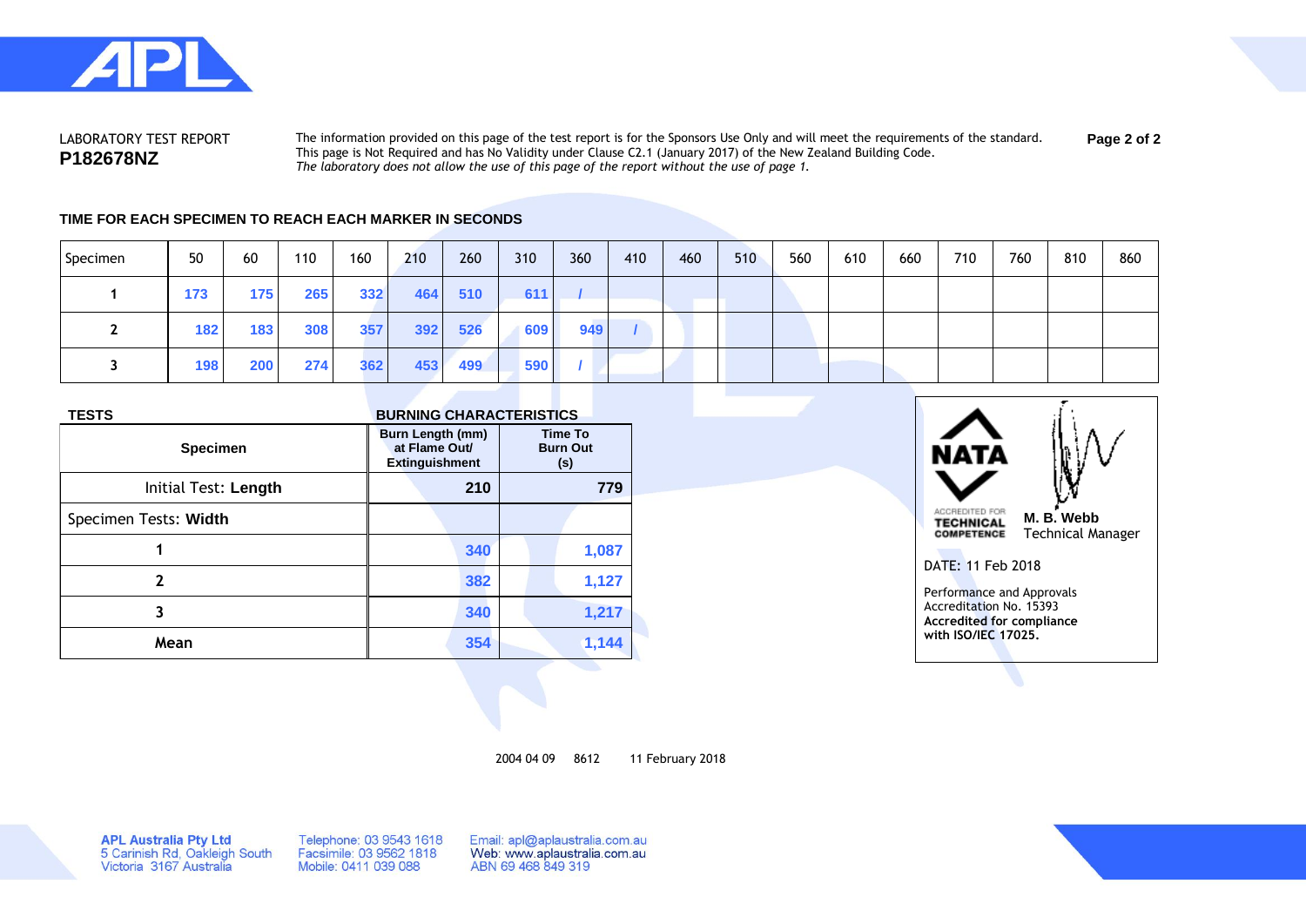LABORATORY TEST REPORT
**P182678NZ**

The information provided on this page of the test report is for the Sponsors Use Only and will meet the requirements of the standard.
This page is Not Required and has No Validity under Clause C2.1 (January 2017) of the New Zealand Building Code.
*The laboratory does not allow the use of this page of the report without the use of page 1.*

### TIME FOR EACH SPECIMEN TO REACH EACH MARKER IN SECONDS

| Specimen | 50 | 60 | 110 | 160 | 210 | 260 | 310 | 360 | 410 | 460 | 510 | 560 | 610 | 660 | 710 | 760 | 810 | 860 |
|---|---|---|---|---|---|---|---|---|---|---|---|---|---|---|---|---|---|---|
| 1 | 173 | 175 | 265 | 332 | 464 | 510 | 611 | / | | | | | | | | | | |
| 2 | 182 | 183 | 308 | 357 | 392 | 526 | 609 | 949 | / | | | | | | | | | |
| 3 | 198 | 200 | 274 | 362 | 453 | 499 | 590 | / | | | | | | | | | | |

**TESTS** **BURNING CHARACTERISTICS**

| Specimen | Burn Length (mm) at Flame Out/ Extinguishment | Time To Burn Out (s) |
|---|---|---|
| Initial Test: **Length** | 210 | 779 |
| Specimen Tests: **Width** | | |
| 1 | 340 | 1,087 |
| 2 | 382 | 1,127 |
| 3 | 340 | 1,217 |
| Mean | 354 | 1,144 |

NATA
ACCREDITED FOR TECHNICAL COMPETENCE

**M. B. Webb**
Technical Manager

DATE: 11 Feb 2018

Performance and Approvals
Accreditation No. 15393
**Accredited for compliance with ISO/IEC 17025.**

2004 04 09 8612 11 February 2018

**APL Australia Pty Ltd**
5 Carinish Rd, Oakleigh South
Victoria 3167 Australia

Telephone: 03 9543 1618
Facsimile: 03 9562 1818
Mobile: 0411 039 088

Email: apl@aplaustralia.com.au
Web: www.aplaustralia.com.au
ABN 69 468 849 319